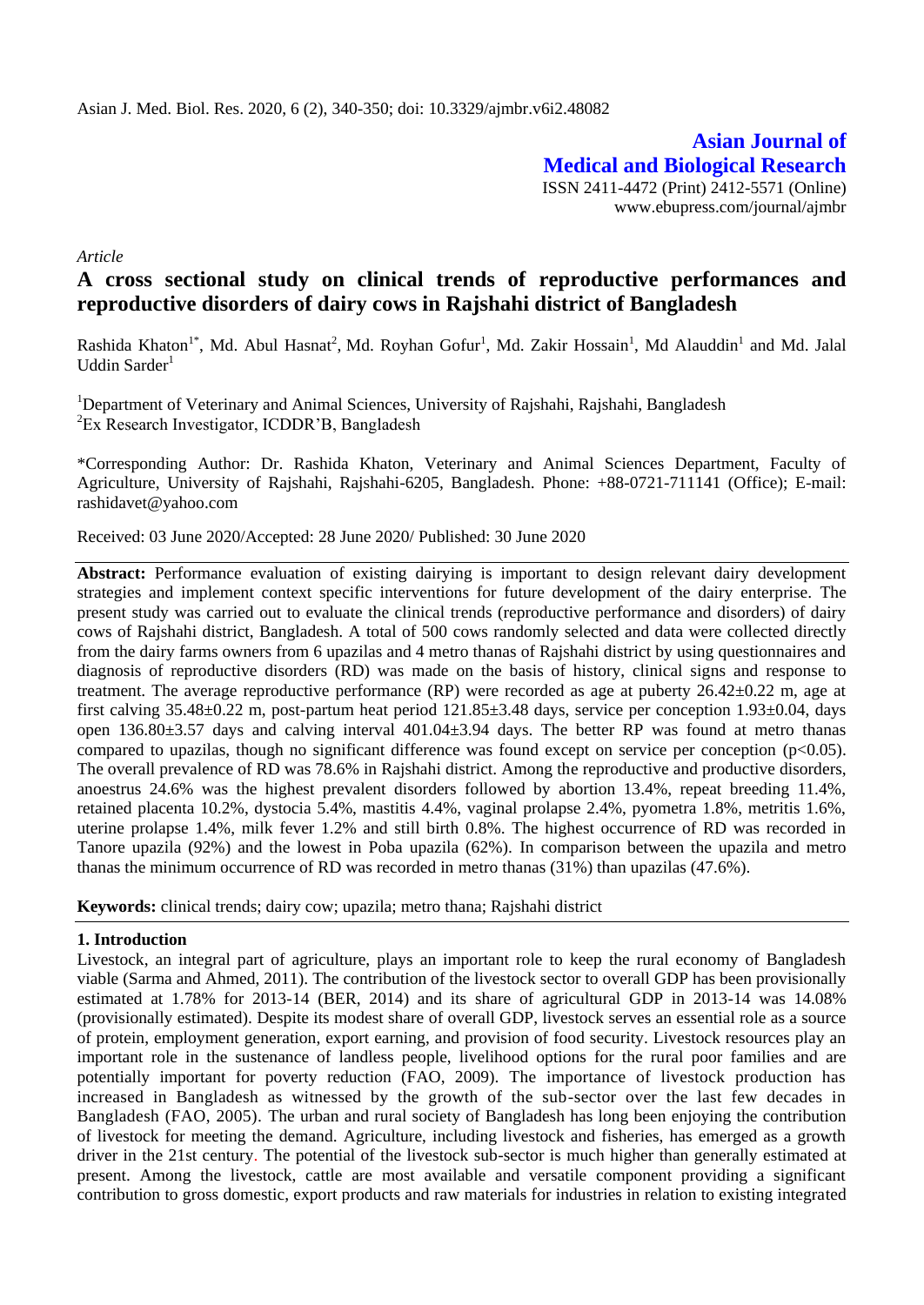Asian J. Med. Biol. Res. 2020, 6 (2), 340-350; doi: 10.3329/ajmbr.v6i2.48082

**Asian Journal of Medical and Biological Research**

ISSN 2411-4472 (Print) 2412-5571 (Online)
www.ebupress.com/journal/ajmbr

*Article*

# A cross sectional study on clinical trends of reproductive performances and reproductive disorders of dairy cows in Rajshahi district of Bangladesh

Rashida Khaton[1*], Md. Abul Hasnat[2], Md. Royhan Gofur[1], Md. Zakir Hossain[1], Md Alauddin[1] and Md. Jalal Uddin Sarder[1]

[1]Department of Veterinary and Animal Sciences, University of Rajshahi, Rajshahi, Bangladesh
[2]Ex Research Investigator, ICDDR'B, Bangladesh

*Corresponding Author: Dr. Rashida Khaton, Veterinary and Animal Sciences Department, Faculty of Agriculture, University of Rajshahi, Rajshahi-6205, Bangladesh. Phone: +88-0721-711141 (Office); E-mail: rashidavet@yahoo.com

Received: 03 June 2020/Accepted: 28 June 2020/ Published: 30 June 2020

**Abstract:** Performance evaluation of existing dairying is important to design relevant dairy development strategies and implement context specific interventions for future development of the dairy enterprise. The present study was carried out to evaluate the clinical trends (reproductive performance and disorders) of dairy cows of Rajshahi district, Bangladesh. A total of 500 cows randomly selected and data were collected directly from the dairy farms owners from 6 upazilas and 4 metro thanas of Rajshahi district by using questionnaires and diagnosis of reproductive disorders (RD) was made on the basis of history, clinical signs and response to treatment. The average reproductive performance (RP) were recorded as age at puberty 26.42±0.22 m, age at first calving 35.48±0.22 m, post-partum heat period 121.85±3.48 days, service per conception 1.93±0.04, days open 136.80±3.57 days and calving interval 401.04±3.94 days. The better RP was found at metro thanas compared to upazilas, though no significant difference was found except on service per conception ($p<0.05$). The overall prevalence of RD was 78.6% in Rajshahi district. Among the reproductive and productive disorders, anoestrus 24.6% was the highest prevalent disorders followed by abortion 13.4%, repeat breeding 11.4%, retained placenta 10.2%, dystocia 5.4%, mastitis 4.4%, vaginal prolapse 2.4%, pyometra 1.8%, metritis 1.6%, uterine prolapse 1.4%, milk fever 1.2% and still birth 0.8%. The highest occurrence of RD was recorded in Tanore upazila (92%) and the lowest in Poba upazila (62%). In comparison between the upazila and metro thanas the minimum occurrence of RD was recorded in metro thanas (31%) than upazilas (47.6%).

**Keywords:** clinical trends; dairy cow; upazila; metro thana; Rajshahi district

## 1. Introduction

Livestock, an integral part of agriculture, plays an important role to keep the rural economy of Bangladesh viable (Sarma and Ahmed, 2011). The contribution of the livestock sector to overall GDP has been provisionally estimated at 1.78% for 2013-14 (BER, 2014) and its share of agricultural GDP in 2013-14 was 14.08% (provisionally estimated). Despite its modest share of overall GDP, livestock serves an essential role as a source of protein, employment generation, export earning, and provision of food security. Livestock resources play an important role in the sustenance of landless people, livelihood options for the rural poor families and are potentially important for poverty reduction (FAO, 2009). The importance of livestock production has increased in Bangladesh as witnessed by the growth of the sub-sector over the last few decades in Bangladesh (FAO, 2005). The urban and rural society of Bangladesh has long been enjoying the contribution of livestock for meeting the demand. Agriculture, including livestock and fisheries, has emerged as a growth driver in the 21st century. The potential of the livestock sub-sector is much higher than generally estimated at present. Among the livestock, cattle are most available and versatile component providing a significant contribution to gross domestic, export products and raw materials for industries in relation to existing integrated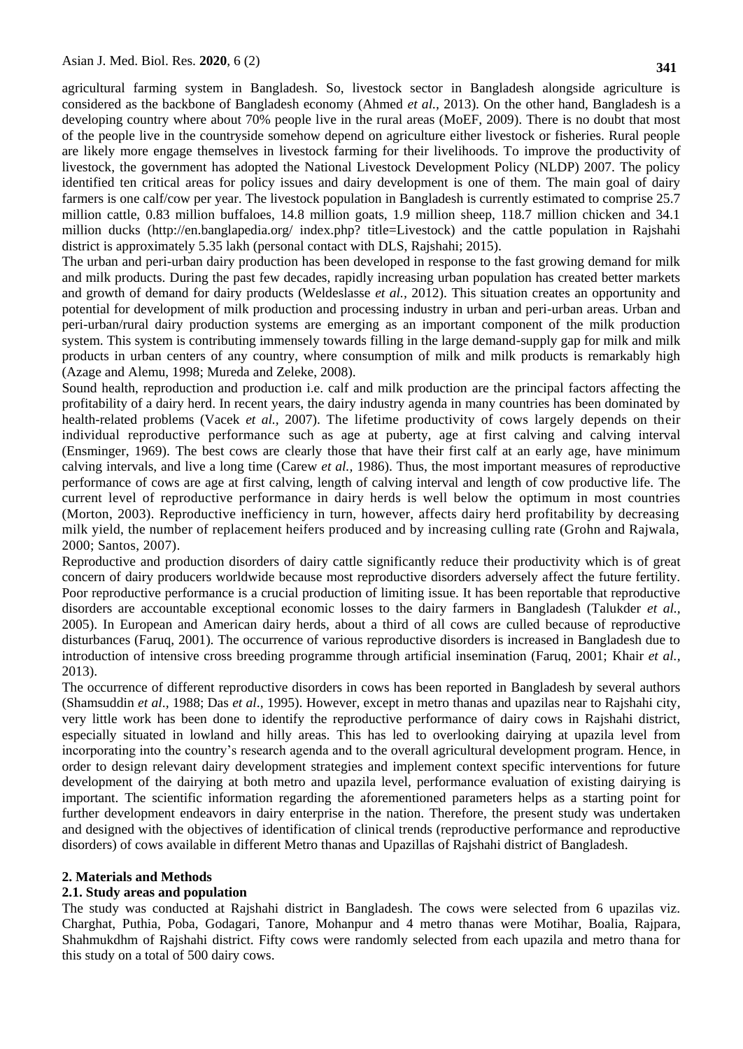agricultural farming system in Bangladesh. So, livestock sector in Bangladesh alongside agriculture is considered as the backbone of Bangladesh economy (Ahmed *et al.,* 2013). On the other hand, Bangladesh is a developing country where about 70% people live in the rural areas (MoEF, 2009). There is no doubt that most of the people live in the countryside somehow depend on agriculture either livestock or fisheries. Rural people are likely more engage themselves in livestock farming for their livelihoods. To improve the productivity of livestock, the government has adopted the National Livestock Development Policy (NLDP) 2007. The policy identified ten critical areas for policy issues and dairy development is one of them. The main goal of dairy farmers is one calf/cow per year. The livestock population in Bangladesh is currently estimated to comprise 25.7 million cattle, 0.83 million buffaloes, 14.8 million goats, 1.9 million sheep, 118.7 million chicken and 34.1 million ducks (http://en.banglapedia.org/ index.php? title=Livestock) and the cattle population in Rajshahi district is approximately 5.35 lakh (personal contact with DLS, Rajshahi; 2015).

The urban and peri-urban dairy production has been developed in response to the fast growing demand for milk and milk products. During the past few decades, rapidly increasing urban population has created better markets and growth of demand for dairy products (Weldeslasse *et al.,* 2012). This situation creates an opportunity and potential for development of milk production and processing industry in urban and peri-urban areas. Urban and peri-urban/rural dairy production systems are emerging as an important component of the milk production system. This system is contributing immensely towards filling in the large demand-supply gap for milk and milk products in urban centers of any country, where consumption of milk and milk products is remarkably high (Azage and Alemu, 1998; Mureda and Zeleke, 2008).

Sound health, reproduction and production i.e. calf and milk production are the principal factors affecting the profitability of a dairy herd. In recent years, the dairy industry agenda in many countries has been dominated by health-related problems (Vacek *et al.,* 2007). The lifetime productivity of cows largely depends on their individual reproductive performance such as age at puberty, age at first calving and calving interval (Ensminger, 1969). The best cows are clearly those that have their first calf at an early age, have minimum calving intervals, and live a long time (Carew *et al.,* 1986). Thus, the most important measures of reproductive performance of cows are age at first calving, length of calving interval and length of cow productive life. The current level of reproductive performance in dairy herds is well below the optimum in most countries (Morton, 2003). Reproductive inefficiency in turn, however, affects dairy herd profitability by decreasing milk yield, the number of replacement heifers produced and by increasing culling rate (Grohn and Rajwala, 2000; Santos, 2007).

Reproductive and production disorders of dairy cattle significantly reduce their productivity which is of great concern of dairy producers worldwide because most reproductive disorders adversely affect the future fertility. Poor reproductive performance is a crucial production of limiting issue. It has been reportable that reproductive disorders are accountable exceptional economic losses to the dairy farmers in Bangladesh (Talukder *et al.,* 2005). In European and American dairy herds, about a third of all cows are culled because of reproductive disturbances (Faruq, 2001). The occurrence of various reproductive disorders is increased in Bangladesh due to introduction of intensive cross breeding programme through artificial insemination (Faruq, 2001; Khair *et al.,* 2013).

The occurrence of different reproductive disorders in cows has been reported in Bangladesh by several authors (Shamsuddin *et al*., 1988; Das *et al*., 1995). However, except in metro thanas and upazilas near to Rajshahi city, very little work has been done to identify the reproductive performance of dairy cows in Rajshahi district, especially situated in lowland and hilly areas. This has led to overlooking dairying at upazila level from incorporating into the country's research agenda and to the overall agricultural development program. Hence, in order to design relevant dairy development strategies and implement context specific interventions for future development of the dairying at both metro and upazila level, performance evaluation of existing dairying is important. The scientific information regarding the aforementioned parameters helps as a starting point for further development endeavors in dairy enterprise in the nation. Therefore, the present study was undertaken and designed with the objectives of identification of clinical trends (reproductive performance and reproductive disorders) of cows available in different Metro thanas and Upazillas of Rajshahi district of Bangladesh.

## 2. Materials and Methods

### 2.1. Study areas and population

The study was conducted at Rajshahi district in Bangladesh. The cows were selected from 6 upazilas viz. Charghat, Puthia, Poba, Godagari, Tanore, Mohanpur and 4 metro thanas were Motihar, Boalia, Rajpara, Shahmukdhm of Rajshahi district. Fifty cows were randomly selected from each upazila and metro thana for this study on a total of 500 dairy cows.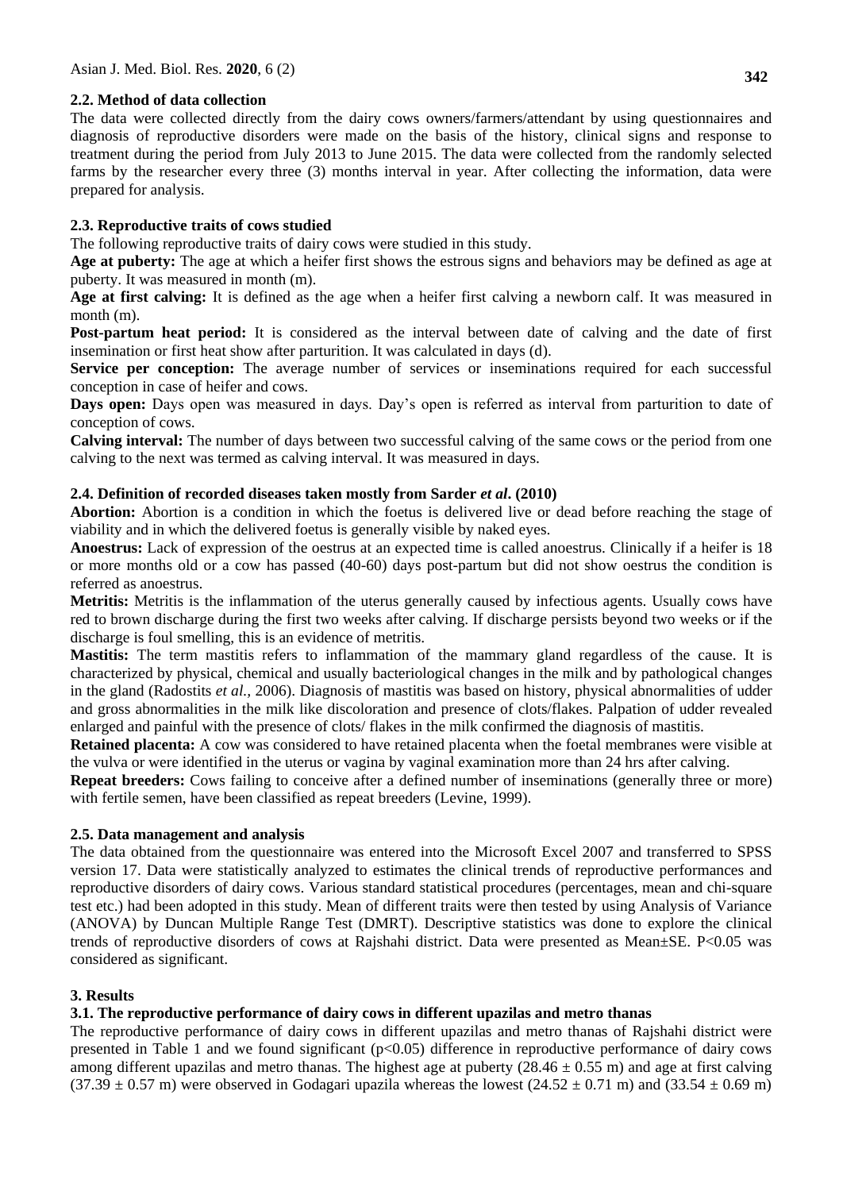### 2.2. Method of data collection

The data were collected directly from the dairy cows owners/farmers/attendant by using questionnaires and diagnosis of reproductive disorders were made on the basis of the history, clinical signs and response to treatment during the period from July 2013 to June 2015. The data were collected from the randomly selected farms by the researcher every three (3) months interval in year. After collecting the information, data were prepared for analysis.

### 2.3. Reproductive traits of cows studied

The following reproductive traits of dairy cows were studied in this study.

**Age at puberty:** The age at which a heifer first shows the estrous signs and behaviors may be defined as age at puberty. It was measured in month (m).

**Age at first calving:** It is defined as the age when a heifer first calving a newborn calf. It was measured in month (m).

**Post-partum heat period:** It is considered as the interval between date of calving and the date of first insemination or first heat show after parturition. It was calculated in days (d).

**Service per conception:** The average number of services or inseminations required for each successful conception in case of heifer and cows.

**Days open:** Days open was measured in days. Day's open is referred as interval from parturition to date of conception of cows.

**Calving interval:** The number of days between two successful calving of the same cows or the period from one calving to the next was termed as calving interval. It was measured in days.

### 2.4. Definition of recorded diseases taken mostly from Sarder *et al*. (2010)

**Abortion:** Abortion is a condition in which the foetus is delivered live or dead before reaching the stage of viability and in which the delivered foetus is generally visible by naked eyes.

**Anoestrus:** Lack of expression of the oestrus at an expected time is called anoestrus. Clinically if a heifer is 18 or more months old or a cow has passed (40-60) days post-partum but did not show oestrus the condition is referred as anoestrus.

**Metritis:** Metritis is the inflammation of the uterus generally caused by infectious agents. Usually cows have red to brown discharge during the first two weeks after calving. If discharge persists beyond two weeks or if the discharge is foul smelling, this is an evidence of metritis.

**Mastitis:** The term mastitis refers to inflammation of the mammary gland regardless of the cause. It is characterized by physical, chemical and usually bacteriological changes in the milk and by pathological changes in the gland (Radostits *et al.,* 2006). Diagnosis of mastitis was based on history, physical abnormalities of udder and gross abnormalities in the milk like discoloration and presence of clots/flakes. Palpation of udder revealed enlarged and painful with the presence of clots/ flakes in the milk confirmed the diagnosis of mastitis.

**Retained placenta:** A cow was considered to have retained placenta when the foetal membranes were visible at the vulva or were identified in the uterus or vagina by vaginal examination more than 24 hrs after calving.

**Repeat breeders:** Cows failing to conceive after a defined number of inseminations (generally three or more) with fertile semen, have been classified as repeat breeders (Levine, 1999).

### 2.5. Data management and analysis

The data obtained from the questionnaire was entered into the Microsoft Excel 2007 and transferred to SPSS version 17. Data were statistically analyzed to estimates the clinical trends of reproductive performances and reproductive disorders of dairy cows. Various standard statistical procedures (percentages, mean and chi-square test etc.) had been adopted in this study. Mean of different traits were then tested by using Analysis of Variance (ANOVA) by Duncan Multiple Range Test (DMRT). Descriptive statistics was done to explore the clinical trends of reproductive disorders of cows at Rajshahi district. Data were presented as Mean±SE. $P<0.05$ was considered as significant.

## 3. Results

### 3.1. The reproductive performance of dairy cows in different upazilas and metro thanas

The reproductive performance of dairy cows in different upazilas and metro thanas of Rajshahi district were presented in Table 1 and we found significant ($p<0.05$) difference in reproductive performance of dairy cows among different upazilas and metro thanas. The highest age at puberty ($28.46 \pm 0.55$ m) and age at first calving ($37.39 \pm 0.57$ m) were observed in Godagari upazila whereas the lowest ($24.52 \pm 0.71$ m) and ($33.54 \pm 0.69$ m)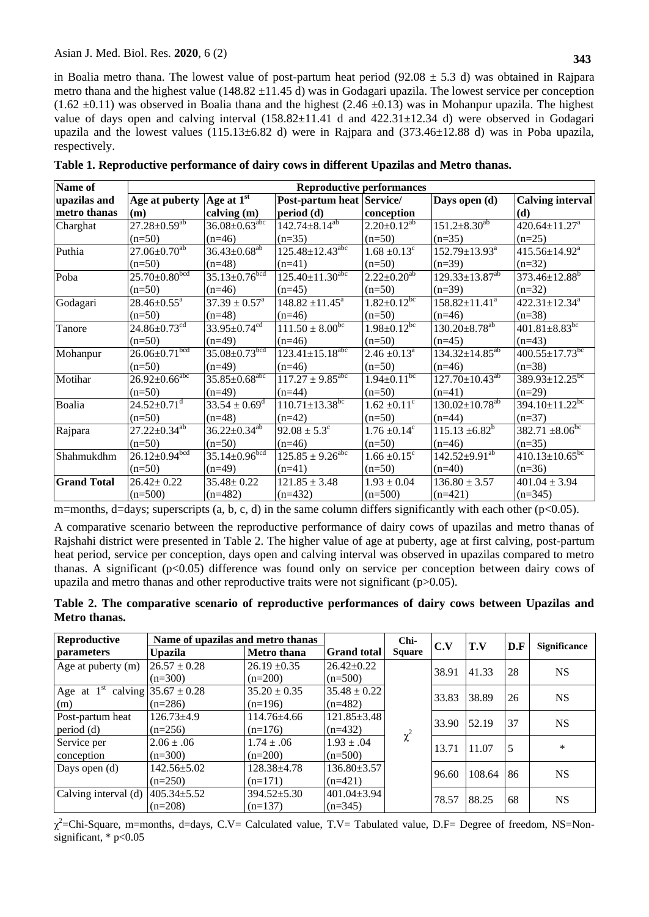in Boalia metro thana. The lowest value of post-partum heat period (92.08 ± 5.3 d) was obtained in Rajpara metro thana and the highest value (148.82 ±11.45 d) was in Godagari upazila. The lowest service per conception (1.62 ±0.11) was observed in Boalia thana and the highest (2.46 ±0.13) was in Mohanpur upazila. The highest value of days open and calving interval (158.82±11.41 d and 422.31±12.34 d) were observed in Godagari upazila and the lowest values (115.13±6.82 d) were in Rajpara and (373.46±12.88 d) was in Poba upazila, respectively.

**Table 1. Reproductive performance of dairy cows in different Upazilas and Metro thanas.**

| Name of upazilas and metro thanas | Reproductive performances | | | | | |
|---|---|---|---|---|---|---|
| | Age at puberty (m) | Age at $1^{st}$ calving (m) | Post-partum heat period (d) | Service/ conception | Days open (d) | Calving interval (d) |
| Charghat | $27.28±0.59^{ab}$ (n=50) | $36.08±0.63^{abc}$ (n=46) | $142.74±8.14^{ab}$ (n=35) | $2.20±0.12^{ab}$ (n=50) | $151.2±8.30^{ab}$ (n=35) | $420.64±11.27^{a}$ (n=25) |
| Puthia | $27.06±0.70^{ab}$ (n=50) | $36.43±0.68^{ab}$ (n=48) | $125.48±12.43^{abc}$ (n=41) | $1.68 ±0.13^{c}$ (n=50) | $152.79±13.93^{a}$ (n=39) | $415.56±14.92^{a}$ (n=32) |
| Poba | $25.70±0.80^{bcd}$ (n=50) | $35.13±0.76^{bcd}$ (n=46) | $125.40±11.30^{abc}$ (n=45) | $2.22±0.20^{ab}$ (n=50) | $129.33±13.87^{ab}$ (n=39) | $373.46±12.88^{b}$ (n=32) |
| Godagari | $28.46±0.55^{a}$ (n=50) | $37.39 ± 0.57^{a}$ (n=48) | $148.82 ±11.45^{a}$ (n=46) | $1.82±0.12^{bc}$ (n=50) | $158.82±11.41^{a}$ (n=46) | $422.31±12.34^{a}$ (n=38) |
| Tanore | $24.86±0.73^{cd}$ (n=50) | $33.95±0.74^{cd}$ (n=49) | $111.50 ± 8.00^{bc}$ (n=46) | $1.98±0.12^{bc}$ (n=50) | $130.20±8.78^{ab}$ (n=45) | $401.81±8.83^{bc}$ (n=43) |
| Mohanpur | $26.06±0.71^{bcd}$ (n=50) | $35.08±0.73^{bcd}$ (n=49) | $123.41±15.18^{abc}$ (n=46) | $2.46 ±0.13^{a}$ (n=50) | $134.32±14.85^{ab}$ (n=46) | $400.55±17.73^{bc}$ (n=38) |
| Motihar | $26.92±0.66^{abc}$ (n=50) | $35.85±0.68^{abc}$ (n=49) | $117.27 ± 9.85^{abc}$ (n=44) | $1.94±0.11^{bc}$ (n=50) | $127.70±10.43^{ab}$ (n=41) | $389.93±12.25^{bc}$ (n=29) |
| Boalia | $24.52±0.71^{d}$ (n=50) | $33.54 ± 0.69^{d}$ (n=48) | $110.71±13.38^{bc}$ (n=42) | $1.62 ±0.11^{c}$ (n=50) | $130.02±10.78^{ab}$ (n=44) | $394.10±11.22^{bc}$ (n=37) |
| Rajpara | $27.22±0.34^{ab}$ (n=50) | $36.22±0.34^{ab}$ (n=50) | $92.08 ± 5.3^{c}$ (n=46) | $1.76 ±0.14^{c}$ (n=50) | $115.13 ±6.82^{b}$ (n=46) | $382.71 ±8.06^{bc}$ (n=35) |
| Shahmukdhm | $26.12±0.94^{bcd}$ (n=50) | $35.14±0.96^{bcd}$ (n=49) | $125.85 ± 9.26^{abc}$ (n=41) | $1.66 ±0.15^{c}$ (n=50) | $142.52±9.91^{ab}$ (n=40) | $410.13±10.65^{bc}$ (n=36) |
| **Grand Total** | 26.42± 0.22 (n=500) | 35.48± 0.22 (n=482) | 121.85 ± 3.48 (n=432) | 1.93 ± 0.04 (n=500) | 136.80 ± 3.57 (n=421) | 401.04 ± 3.94 (n=345) |

m=months, d=days; superscripts (a, b, c, d) in the same column differs significantly with each other ($p<0.05$).

A comparative scenario between the reproductive performance of dairy cows of upazilas and metro thanas of Rajshahi district were presented in Table 2. The higher value of age at puberty, age at first calving, post-partum heat period, service per conception, days open and calving interval was observed in upazilas compared to metro thanas. A significant ($p<0.05$) difference was found only on service per conception between dairy cows of upazila and metro thanas and other reproductive traits were not significant ($p>0.05$).

**Table 2. The comparative scenario of reproductive performances of dairy cows between Upazilas and Metro thanas.**

| Reproductive parameters | Name of upazilas and metro thanas | | Grand total | Chi-Square | C.V | T.V | D.F | Significance |
|---|---|---|---|---|---|---|---|---|
| | Upazila | Metro thana | | | | | | |
| Age at puberty (m) | 26.57 ± 0.28 (n=300) | 26.19 ±0.35 (n=200) | 26.42±0.22 (n=500) | $\chi^2$ | 38.91 | 41.33 | 28 | NS |
| Age at $1^{st}$ calving (m) | 35.67 ± 0.28 (n=286) | 35.20 ± 0.35 (n=196) | 35.48 ± 0.22 (n=482) | | 33.83 | 38.89 | 26 | NS |
| Post-partum heat period (d) | 126.73±4.9 (n=256) | 114.76±4.66 (n=176) | 121.85±3.48 (n=432) | | 33.90 | 52.19 | 37 | NS |
| Service per conception | 2.06 ± .06 (n=300) | 1.74 ± .06 (n=200) | 1.93 ± .04 (n=500) | | 13.71 | 11.07 | 5 | * |
| Days open (d) | 142.56±5.02 (n=250) | 128.38±4.78 (n=171) | 136.80±3.57 (n=421) | | 96.60 | 108.64 | 86 | NS |
| Calving interval (d) | 405.34±5.52 (n=208) | 394.52±5.30 (n=137) | 401.04±3.94 (n=345) | | 78.57 | 88.25 | 68 | NS |

$\chi^2$=Chi-Square, m=months, d=days, C.V= Calculated value, T.V= Tabulated value, D.F= Degree of freedom, NS=Non-significant, * $p<0.05$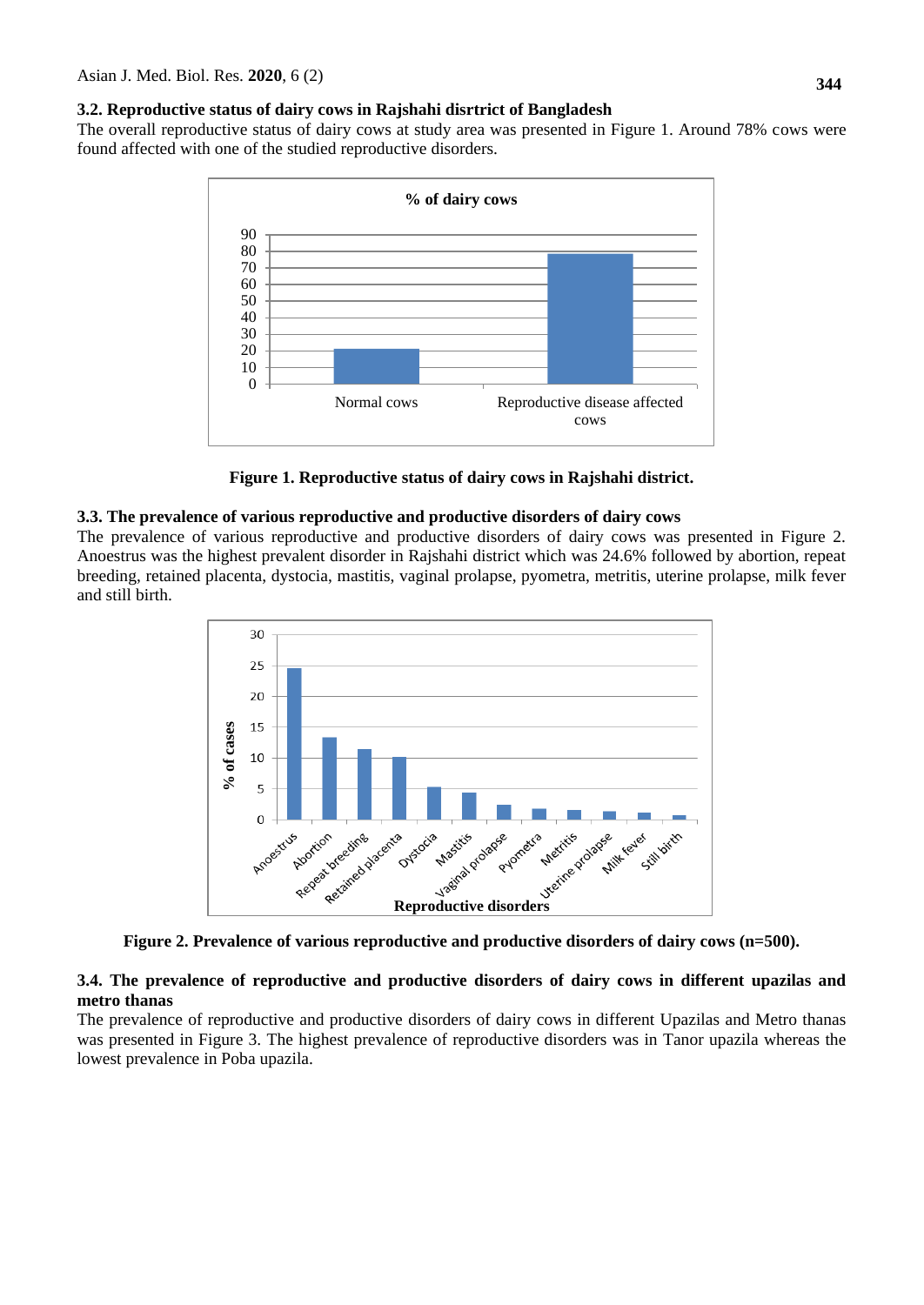### 3.2. Reproductive status of dairy cows in Rajshahi disrtrict of Bangladesh

The overall reproductive status of dairy cows at study area was presented in Figure 1. Around 78% cows were found affected with one of the studied reproductive disorders.

**Figure 1. Reproductive status of dairy cows in Rajshahi district.**

### 3.3. The prevalence of various reproductive and productive disorders of dairy cows

The prevalence of various reproductive and productive disorders of dairy cows was presented in Figure 2. Anoestrus was the highest prevalent disorder in Rajshahi district which was 24.6% followed by abortion, repeat breeding, retained placenta, dystocia, mastitis, vaginal prolapse, pyometra, metritis, uterine prolapse, milk fever and still birth.

**Figure 2. Prevalence of various reproductive and productive disorders of dairy cows (n=500).**

### 3.4. The prevalence of reproductive and productive disorders of dairy cows in different upazilas and metro thanas

The prevalence of reproductive and productive disorders of dairy cows in different Upazilas and Metro thanas was presented in Figure 3. The highest prevalence of reproductive disorders was in Tanor upazila whereas the lowest prevalence in Poba upazila.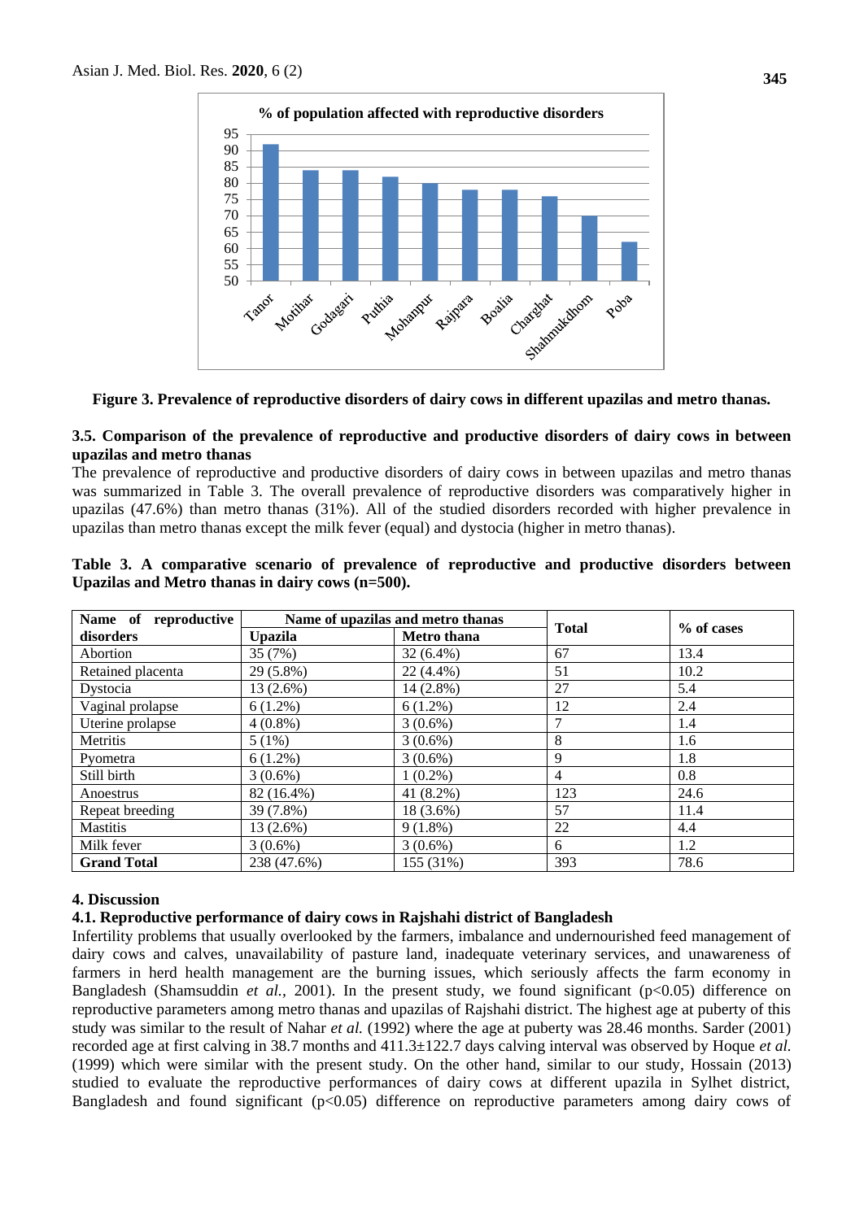**Figure 3. Prevalence of reproductive disorders of dairy cows in different upazilas and metro thanas.**

### 3.5. Comparison of the prevalence of reproductive and productive disorders of dairy cows in between upazilas and metro thanas

The prevalence of reproductive and productive disorders of dairy cows in between upazilas and metro thanas was summarized in Table 3. The overall prevalence of reproductive disorders was comparatively higher in upazilas (47.6%) than metro thanas (31%). All of the studied disorders recorded with higher prevalence in upazilas than metro thanas except the milk fever (equal) and dystocia (higher in metro thanas).

**Table 3. A comparative scenario of prevalence of reproductive and productive disorders between Upazilas and Metro thanas in dairy cows (n=500).**

| Name of reproductive disorders | Name of upazilas and metro thanas | | Total | % of cases |
|---|---|---|---|---|
| | Upazila | Metro thana | | |
| Abortion | 35 (7%) | 32 (6.4%) | 67 | 13.4 |
| Retained placenta | 29 (5.8%) | 22 (4.4%) | 51 | 10.2 |
| Dystocia | 13 (2.6%) | 14 (2.8%) | 27 | 5.4 |
| Vaginal prolapse | 6 (1.2%) | 6 (1.2%) | 12 | 2.4 |
| Uterine prolapse | 4 (0.8%) | 3 (0.6%) | 7 | 1.4 |
| Metritis | 5 (1%) | 3 (0.6%) | 8 | 1.6 |
| Pyometra | 6 (1.2%) | 3 (0.6%) | 9 | 1.8 |
| Still birth | 3 (0.6%) | 1 (0.2%) | 4 | 0.8 |
| Anoestrus | 82 (16.4%) | 41 (8.2%) | 123 | 24.6 |
| Repeat breeding | 39 (7.8%) | 18 (3.6%) | 57 | 11.4 |
| Mastitis | 13 (2.6%) | 9 (1.8%) | 22 | 4.4 |
| Milk fever | 3 (0.6%) | 3 (0.6%) | 6 | 1.2 |
| **Grand Total** | 238 (47.6%) | 155 (31%) | 393 | 78.6 |

## 4. Discussion

### 4.1. Reproductive performance of dairy cows in Rajshahi district of Bangladesh

Infertility problems that usually overlooked by the farmers, imbalance and undernourished feed management of dairy cows and calves, unavailability of pasture land, inadequate veterinary services, and unawareness of farmers in herd health management are the burning issues, which seriously affects the farm economy in Bangladesh (Shamsuddin *et al.,* 2001). In the present study, we found significant ($p<0.05$) difference on reproductive parameters among metro thanas and upazilas of Rajshahi district. The highest age at puberty of this study was similar to the result of Nahar *et al.* (1992) where the age at puberty was 28.46 months. Sarder (2001) recorded age at first calving in 38.7 months and 411.3±122.7 days calving interval was observed by Hoque *et al.* (1999) which were similar with the present study. On the other hand, similar to our study, Hossain (2013) studied to evaluate the reproductive performances of dairy cows at different upazila in Sylhet district, Bangladesh and found significant ($p<0.05$) difference on reproductive parameters among dairy cows of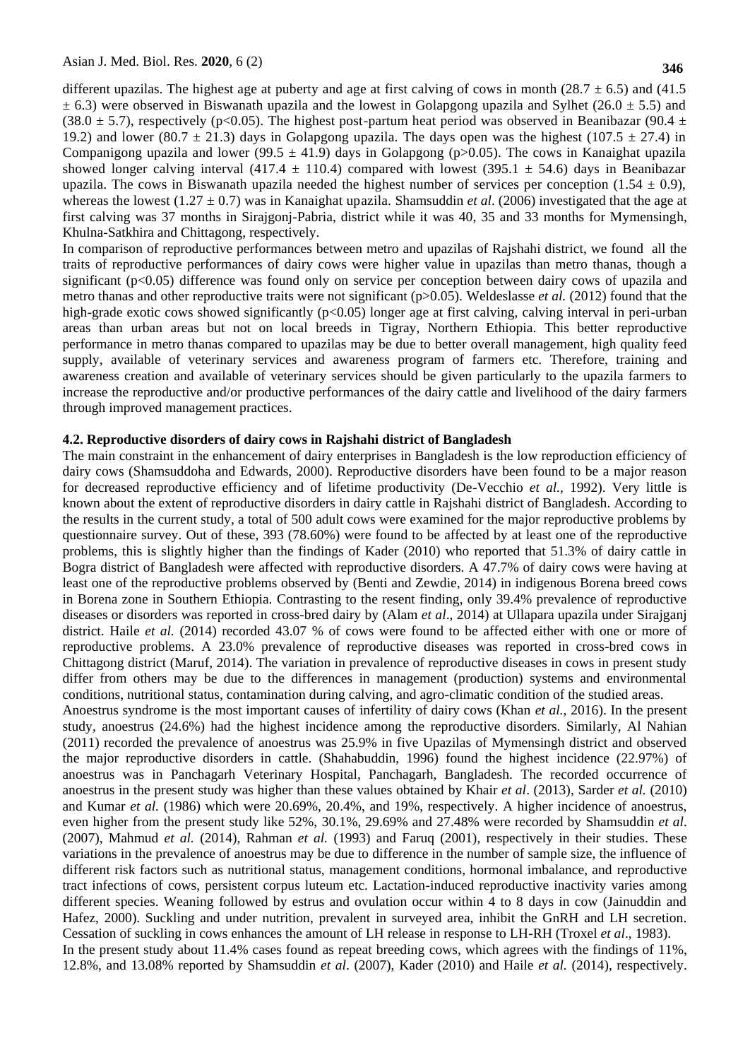different upazilas. The highest age at puberty and age at first calving of cows in month (28.7 ± 6.5) and (41.5 ± 6.3) were observed in Biswanath upazila and the lowest in Golapgong upazila and Sylhet (26.0 ± 5.5) and (38.0 ± 5.7), respectively ($p<0.05$). The highest post-partum heat period was observed in Beanibazar (90.4 ± 19.2) and lower (80.7 ± 21.3) days in Golapgong upazila. The days open was the highest (107.5 ± 27.4) in Companigong upazila and lower (99.5 ± 41.9) days in Golapgong ($p>0.05$). The cows in Kanaighat upazila showed longer calving interval (417.4 ± 110.4) compared with lowest (395.1 ± 54.6) days in Beanibazar upazila. The cows in Biswanath upazila needed the highest number of services per conception (1.54 ± 0.9), whereas the lowest (1.27 ± 0.7) was in Kanaighat upazila. Shamsuddin *et al*. (2006) investigated that the age at first calving was 37 months in Sirajgonj-Pabria, district while it was 40, 35 and 33 months for Mymensingh, Khulna-Satkhira and Chittagong, respectively.

In comparison of reproductive performances between metro and upazilas of Rajshahi district, we found all the traits of reproductive performances of dairy cows were higher value in upazilas than metro thanas, though a significant ($p<0.05$) difference was found only on service per conception between dairy cows of upazila and metro thanas and other reproductive traits were not significant ($p>0.05$). Weldeslasse *et al.* (2012) found that the high-grade exotic cows showed significantly ($p<0.05$) longer age at first calving, calving interval in peri-urban areas than urban areas but not on local breeds in Tigray, Northern Ethiopia. This better reproductive performance in metro thanas compared to upazilas may be due to better overall management, high quality feed supply, available of veterinary services and awareness program of farmers etc. Therefore, training and awareness creation and available of veterinary services should be given particularly to the upazila farmers to increase the reproductive and/or productive performances of the dairy cattle and livelihood of the dairy farmers through improved management practices.

### 4.2. Reproductive disorders of dairy cows in Rajshahi district of Bangladesh

The main constraint in the enhancement of dairy enterprises in Bangladesh is the low reproduction efficiency of dairy cows (Shamsuddoha and Edwards, 2000). Reproductive disorders have been found to be a major reason for decreased reproductive efficiency and of lifetime productivity (De-Vecchio *et al.,* 1992). Very little is known about the extent of reproductive disorders in dairy cattle in Rajshahi district of Bangladesh. According to the results in the current study, a total of 500 adult cows were examined for the major reproductive problems by questionnaire survey. Out of these, 393 (78.60%) were found to be affected by at least one of the reproductive problems, this is slightly higher than the findings of Kader (2010) who reported that 51.3% of dairy cattle in Bogra district of Bangladesh were affected with reproductive disorders. A 47.7% of dairy cows were having at least one of the reproductive problems observed by (Benti and Zewdie, 2014) in indigenous Borena breed cows in Borena zone in Southern Ethiopia. Contrasting to the resent finding, only 39.4% prevalence of reproductive diseases or disorders was reported in cross-bred dairy by (Alam *et al*., 2014) at Ullapara upazila under Sirajganj district. Haile *et al.* (2014) recorded 43.07 % of cows were found to be affected either with one or more of reproductive problems. A 23.0% prevalence of reproductive diseases was reported in cross-bred cows in Chittagong district (Maruf, 2014). The variation in prevalence of reproductive diseases in cows in present study differ from others may be due to the differences in management (production) systems and environmental conditions, nutritional status, contamination during calving, and agro-climatic condition of the studied areas.

Anoestrus syndrome is the most important causes of infertility of dairy cows (Khan *et al.,* 2016). In the present study, anoestrus (24.6%) had the highest incidence among the reproductive disorders. Similarly, Al Nahian (2011) recorded the prevalence of anoestrus was 25.9% in five Upazilas of Mymensingh district and observed the major reproductive disorders in cattle. (Shahabuddin, 1996) found the highest incidence (22.97%) of anoestrus was in Panchagarh Veterinary Hospital, Panchagarh, Bangladesh. The recorded occurrence of anoestrus in the present study was higher than these values obtained by Khair *et al*. (2013), Sarder *et al.* (2010) and Kumar *et al.* (1986) which were 20.69%, 20.4%, and 19%, respectively. A higher incidence of anoestrus, even higher from the present study like 52%, 30.1%, 29.69% and 27.48% were recorded by Shamsuddin *et al*. (2007), Mahmud *et al.* (2014), Rahman *et al.* (1993) and Faruq (2001), respectively in their studies. These variations in the prevalence of anoestrus may be due to difference in the number of sample size, the influence of different risk factors such as nutritional status, management conditions, hormonal imbalance, and reproductive tract infections of cows, persistent corpus luteum etc. Lactation-induced reproductive inactivity varies among different species. Weaning followed by estrus and ovulation occur within 4 to 8 days in cow (Jainuddin and Hafez, 2000). Suckling and under nutrition, prevalent in surveyed area, inhibit the GnRH and LH secretion. Cessation of suckling in cows enhances the amount of LH release in response to LH-RH (Troxel *et al*., 1983).

In the present study about 11.4% cases found as repeat breeding cows, which agrees with the findings of 11%, 12.8%, and 13.08% reported by Shamsuddin *et al*. (2007), Kader (2010) and Haile *et al.* (2014), respectively.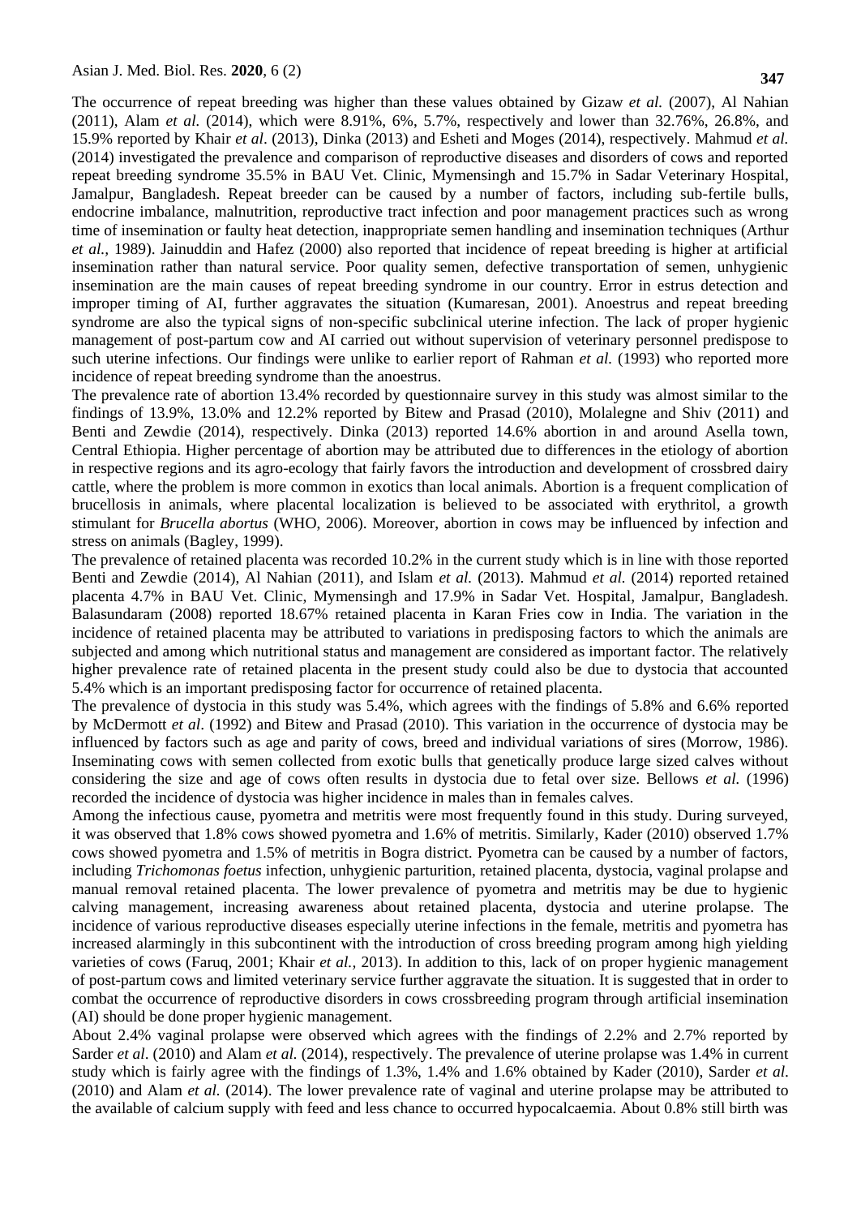The occurrence of repeat breeding was higher than these values obtained by Gizaw *et al.* (2007), Al Nahian (2011), Alam *et al.* (2014), which were 8.91%, 6%, 5.7%, respectively and lower than 32.76%, 26.8%, and 15.9% reported by Khair *et al*. (2013), Dinka (2013) and Esheti and Moges (2014), respectively. Mahmud *et al.* (2014) investigated the prevalence and comparison of reproductive diseases and disorders of cows and reported repeat breeding syndrome 35.5% in BAU Vet. Clinic, Mymensingh and 15.7% in Sadar Veterinary Hospital, Jamalpur, Bangladesh. Repeat breeder can be caused by a number of factors, including sub-fertile bulls, endocrine imbalance, malnutrition, reproductive tract infection and poor management practices such as wrong time of insemination or faulty heat detection, inappropriate semen handling and insemination techniques (Arthur *et al.,* 1989). Jainuddin and Hafez (2000) also reported that incidence of repeat breeding is higher at artificial insemination rather than natural service. Poor quality semen, defective transportation of semen, unhygienic insemination are the main causes of repeat breeding syndrome in our country. Error in estrus detection and improper timing of AI, further aggravates the situation (Kumaresan, 2001). Anoestrus and repeat breeding syndrome are also the typical signs of non-specific subclinical uterine infection. The lack of proper hygienic management of post-partum cow and AI carried out without supervision of veterinary personnel predispose to such uterine infections. Our findings were unlike to earlier report of Rahman *et al.* (1993) who reported more incidence of repeat breeding syndrome than the anoestrus.

The prevalence rate of abortion 13.4% recorded by questionnaire survey in this study was almost similar to the findings of 13.9%, 13.0% and 12.2% reported by Bitew and Prasad (2010), Molalegne and Shiv (2011) and Benti and Zewdie (2014), respectively. Dinka (2013) reported 14.6% abortion in and around Asella town, Central Ethiopia. Higher percentage of abortion may be attributed due to differences in the etiology of abortion in respective regions and its agro-ecology that fairly favors the introduction and development of crossbred dairy cattle, where the problem is more common in exotics than local animals. Abortion is a frequent complication of brucellosis in animals, where placental localization is believed to be associated with erythritol, a growth stimulant for *Brucella abortus* (WHO, 2006). Moreover, abortion in cows may be influenced by infection and stress on animals (Bagley, 1999).

The prevalence of retained placenta was recorded 10.2% in the current study which is in line with those reported Benti and Zewdie (2014), Al Nahian (2011), and Islam *et al.* (2013). Mahmud *et al.* (2014) reported retained placenta 4.7% in BAU Vet. Clinic, Mymensingh and 17.9% in Sadar Vet. Hospital, Jamalpur, Bangladesh. Balasundaram (2008) reported 18.67% retained placenta in Karan Fries cow in India. The variation in the incidence of retained placenta may be attributed to variations in predisposing factors to which the animals are subjected and among which nutritional status and management are considered as important factor. The relatively higher prevalence rate of retained placenta in the present study could also be due to dystocia that accounted 5.4% which is an important predisposing factor for occurrence of retained placenta.

The prevalence of dystocia in this study was 5.4%, which agrees with the findings of 5.8% and 6.6% reported by McDermott *et al*. (1992) and Bitew and Prasad (2010). This variation in the occurrence of dystocia may be influenced by factors such as age and parity of cows, breed and individual variations of sires (Morrow, 1986). Inseminating cows with semen collected from exotic bulls that genetically produce large sized calves without considering the size and age of cows often results in dystocia due to fetal over size. Bellows *et al.* (1996) recorded the incidence of dystocia was higher incidence in males than in females calves.

Among the infectious cause, pyometra and metritis were most frequently found in this study. During surveyed, it was observed that 1.8% cows showed pyometra and 1.6% of metritis. Similarly, Kader (2010) observed 1.7% cows showed pyometra and 1.5% of metritis in Bogra district. Pyometra can be caused by a number of factors, including *Trichomonas foetus* infection, unhygienic parturition, retained placenta, dystocia, vaginal prolapse and manual removal retained placenta. The lower prevalence of pyometra and metritis may be due to hygienic calving management, increasing awareness about retained placenta, dystocia and uterine prolapse. The incidence of various reproductive diseases especially uterine infections in the female, metritis and pyometra has increased alarmingly in this subcontinent with the introduction of cross breeding program among high yielding varieties of cows (Faruq, 2001; Khair *et al.,* 2013). In addition to this, lack of on proper hygienic management of post-partum cows and limited veterinary service further aggravate the situation. It is suggested that in order to combat the occurrence of reproductive disorders in cows crossbreeding program through artificial insemination (AI) should be done proper hygienic management.

About 2.4% vaginal prolapse were observed which agrees with the findings of 2.2% and 2.7% reported by Sarder *et al*. (2010) and Alam *et al.* (2014), respectively. The prevalence of uterine prolapse was 1.4% in current study which is fairly agree with the findings of 1.3%, 1.4% and 1.6% obtained by Kader (2010), Sarder *et al.* (2010) and Alam *et al.* (2014). The lower prevalence rate of vaginal and uterine prolapse may be attributed to the available of calcium supply with feed and less chance to occurred hypocalcaemia. About 0.8% still birth was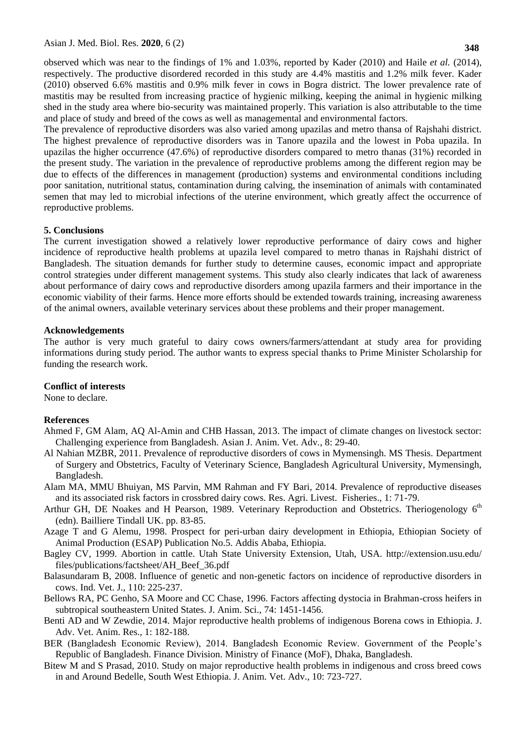observed which was near to the findings of 1% and 1.03%, reported by Kader (2010) and Haile *et al.* (2014), respectively. The productive disordered recorded in this study are 4.4% mastitis and 1.2% milk fever. Kader (2010) observed 6.6% mastitis and 0.9% milk fever in cows in Bogra district. The lower prevalence rate of mastitis may be resulted from increasing practice of hygienic milking, keeping the animal in hygienic milking shed in the study area where bio-security was maintained properly. This variation is also attributable to the time and place of study and breed of the cows as well as managemental and environmental factors.

The prevalence of reproductive disorders was also varied among upazilas and metro thansa of Rajshahi district. The highest prevalence of reproductive disorders was in Tanore upazila and the lowest in Poba upazila. In upazilas the higher occurrence (47.6%) of reproductive disorders compared to metro thanas (31%) recorded in the present study. The variation in the prevalence of reproductive problems among the different region may be due to effects of the differences in management (production) systems and environmental conditions including poor sanitation, nutritional status, contamination during calving, the insemination of animals with contaminated semen that may led to microbial infections of the uterine environment, which greatly affect the occurrence of reproductive problems.

## 5. Conclusions

The current investigation showed a relatively lower reproductive performance of dairy cows and higher incidence of reproductive health problems at upazila level compared to metro thanas in Rajshahi district of Bangladesh. The situation demands for further study to determine causes, economic impact and appropriate control strategies under different management systems. This study also clearly indicates that lack of awareness about performance of dairy cows and reproductive disorders among upazila farmers and their importance in the economic viability of their farms. Hence more efforts should be extended towards training, increasing awareness of the animal owners, available veterinary services about these problems and their proper management.

## Acknowledgements

The author is very much grateful to dairy cows owners/farmers/attendant at study area for providing informations during study period. The author wants to express special thanks to Prime Minister Scholarship for funding the research work.

## Conflict of interests

None to declare.

## References

Ahmed F, GM Alam, AQ Al-Amin and CHB Hassan, 2013. The impact of climate changes on livestock sector: Challenging experience from Bangladesh. Asian J. Anim. Vet. Adv., 8: 29-40.

Al Nahian MZBR, 2011. Prevalence of reproductive disorders of cows in Mymensingh. MS Thesis. Department of Surgery and Obstetrics, Faculty of Veterinary Science, Bangladesh Agricultural University, Mymensingh, Bangladesh.

Alam MA, MMU Bhuiyan, MS Parvin, MM Rahman and FY Bari, 2014. Prevalence of reproductive diseases and its associated risk factors in crossbred dairy cows. Res. Agri. Livest. Fisheries., 1: 71-79.

Arthur GH, DE Noakes and H Pearson, 1989. Veterinary Reproduction and Obstetrics. Theriogenology 6th (edn). Bailliere Tindall UK. pp. 83-85.

Azage T and G Alemu, 1998. Prospect for peri-urban dairy development in Ethiopia, Ethiopian Society of Animal Production (ESAP) Publication No.5. Addis Ababa, Ethiopia.

Bagley CV, 1999. Abortion in cattle. Utah State University Extension, Utah, USA. http://extension.usu.edu/files/publications/factsheet/AH_Beef_36.pdf

Balasundaram B, 2008. Influence of genetic and non-genetic factors on incidence of reproductive disorders in cows. Ind. Vet. J., 110: 225-237.

Bellows RA, PC Genho, SA Moore and CC Chase, 1996. Factors affecting dystocia in Brahman-cross heifers in subtropical southeastern United States. J. Anim. Sci., 74: 1451-1456.

Benti AD and W Zewdie, 2014. Major reproductive health problems of indigenous Borena cows in Ethiopia. J. Adv. Vet. Anim. Res., 1: 182-188.

BER (Bangladesh Economic Review), 2014. Bangladesh Economic Review. Government of the People's Republic of Bangladesh. Finance Division. Ministry of Finance (MoF), Dhaka, Bangladesh.

Bitew M and S Prasad, 2010. Study on major reproductive health problems in indigenous and cross breed cows in and Around Bedelle, South West Ethiopia. J. Anim. Vet. Adv., 10: 723-727.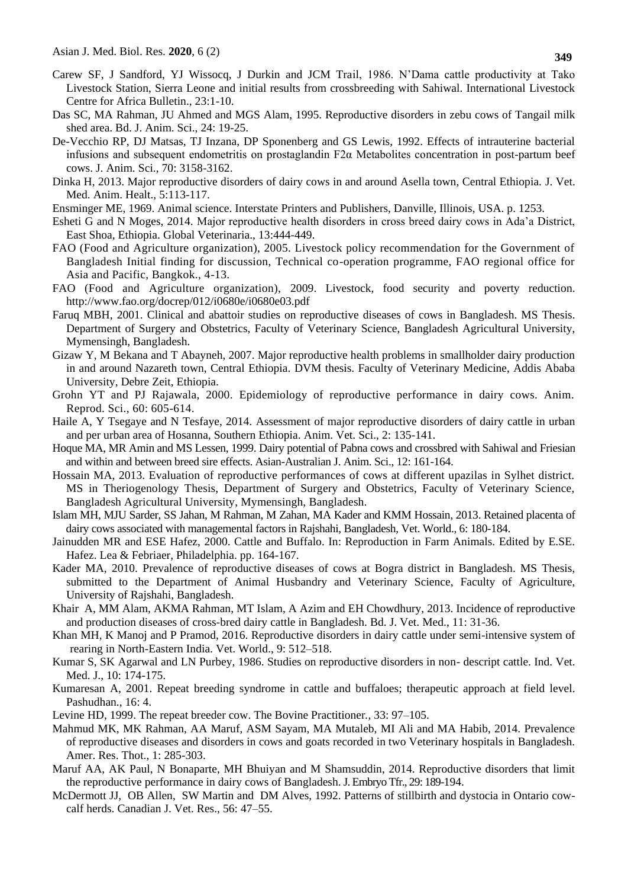Carew SF, J Sandford, YJ Wissocq, J Durkin and JCM Trail, 1986. N'Dama cattle productivity at Tako Livestock Station, Sierra Leone and initial results from crossbreeding with Sahiwal. International Livestock Centre for Africa Bulletin., 23:1-10.

Das SC, MA Rahman, JU Ahmed and MGS Alam, 1995. Reproductive disorders in zebu cows of Tangail milk shed area. Bd. J. Anim. Sci., 24: 19-25.

De-Vecchio RP, DJ Matsas, TJ Inzana, DP Sponenberg and GS Lewis, 1992. Effects of intrauterine bacterial infusions and subsequent endometritis on prostaglandin F2α Metabolites concentration in post-partum beef cows. J. Anim. Sci., 70: 3158-3162.

Dinka H, 2013. Major reproductive disorders of dairy cows in and around Asella town, Central Ethiopia. J. Vet. Med. Anim. Healt., 5:113-117.

Ensminger ME, 1969. Animal science. Interstate Printers and Publishers, Danville, Illinois, USA. p. 1253.

Esheti G and N Moges, 2014. Major reproductive health disorders in cross breed dairy cows in Ada'a District, East Shoa, Ethiopia. Global Veterinaria., 13:444-449.

FAO (Food and Agriculture organization), 2005. Livestock policy recommendation for the Government of Bangladesh Initial finding for discussion, Technical co-operation programme, FAO regional office for Asia and Pacific, Bangkok., 4-13.

FAO (Food and Agriculture organization), 2009. Livestock, food security and poverty reduction. http://www.fao.org/docrep/012/i0680e/i0680e03.pdf

Faruq MBH, 2001. Clinical and abattoir studies on reproductive diseases of cows in Bangladesh. MS Thesis. Department of Surgery and Obstetrics, Faculty of Veterinary Science, Bangladesh Agricultural University, Mymensingh, Bangladesh.

Gizaw Y, M Bekana and T Abayneh, 2007. Major reproductive health problems in smallholder dairy production in and around Nazareth town, Central Ethiopia. DVM thesis. Faculty of Veterinary Medicine, Addis Ababa University, Debre Zeit, Ethiopia.

Grohn YT and PJ Rajawala, 2000. Epidemiology of reproductive performance in dairy cows. Anim. Reprod. Sci., 60: 605-614.

Haile A, Y Tsegaye and N Tesfaye, 2014. Assessment of major reproductive disorders of dairy cattle in urban and per urban area of Hosanna, Southern Ethiopia. Anim. Vet. Sci., 2: 135-141.

Hoque MA, MR Amin and MS Lessen, 1999. Dairy potential of Pabna cows and crossbred with Sahiwal and Friesian and within and between breed sire effects. Asian-Australian J. Anim. Sci., 12: 161-164.

Hossain MA, 2013. Evaluation of reproductive performances of cows at different upazilas in Sylhet district. MS in Theriogenology Thesis, Department of Surgery and Obstetrics, Faculty of Veterinary Science, Bangladesh Agricultural University, Mymensingh, Bangladesh.

Islam MH, MJU Sarder, SS Jahan, M Rahman, M Zahan, MA Kader and KMM Hossain, 2013. Retained placenta of dairy cows associated with managemental factors in Rajshahi, Bangladesh, Vet. World., 6: 180-184.

Jainudden MR and ESE Hafez, 2000. Cattle and Buffalo. In: Reproduction in Farm Animals. Edited by E.SE. Hafez. Lea & Febriaer, Philadelphia. pp. 164-167.

Kader MA, 2010. Prevalence of reproductive diseases of cows at Bogra district in Bangladesh. MS Thesis, submitted to the Department of Animal Husbandry and Veterinary Science, Faculty of Agriculture, University of Rajshahi, Bangladesh.

Khair A, MM Alam, AKMA Rahman, MT Islam, A Azim and EH Chowdhury, 2013. Incidence of reproductive and production diseases of cross-bred dairy cattle in Bangladesh. Bd. J. Vet. Med., 11: 31-36.

Khan MH, K Manoj and P Pramod, 2016. Reproductive disorders in dairy cattle under semi-intensive system of rearing in North-Eastern India. Vet. World., 9: 512–518.

Kumar S, SK Agarwal and LN Purbey, 1986. Studies on reproductive disorders in non- descript cattle. Ind. Vet. Med. J., 10: 174-175.

Kumaresan A, 2001. Repeat breeding syndrome in cattle and buffaloes; therapeutic approach at field level. Pashudhan., 16: 4.

Levine HD, 1999. The repeat breeder cow. The Bovine Practitioner., 33: 97–105.

Mahmud MK, MK Rahman, AA Maruf, ASM Sayam, MA Mutaleb, MI Ali and MA Habib, 2014. Prevalence of reproductive diseases and disorders in cows and goats recorded in two Veterinary hospitals in Bangladesh. Amer. Res. Thot., 1: 285-303.

Maruf AA, AK Paul, N Bonaparte, MH Bhuiyan and M Shamsuddin, 2014. Reproductive disorders that limit the reproductive performance in dairy cows of Bangladesh. J. Embryo Tfr., 29: 189-194.

McDermott JJ, OB Allen, SW Martin and DM Alves, 1992. Patterns of stillbirth and dystocia in Ontario cow-calf herds. Canadian J. Vet. Res., 56: 47–55.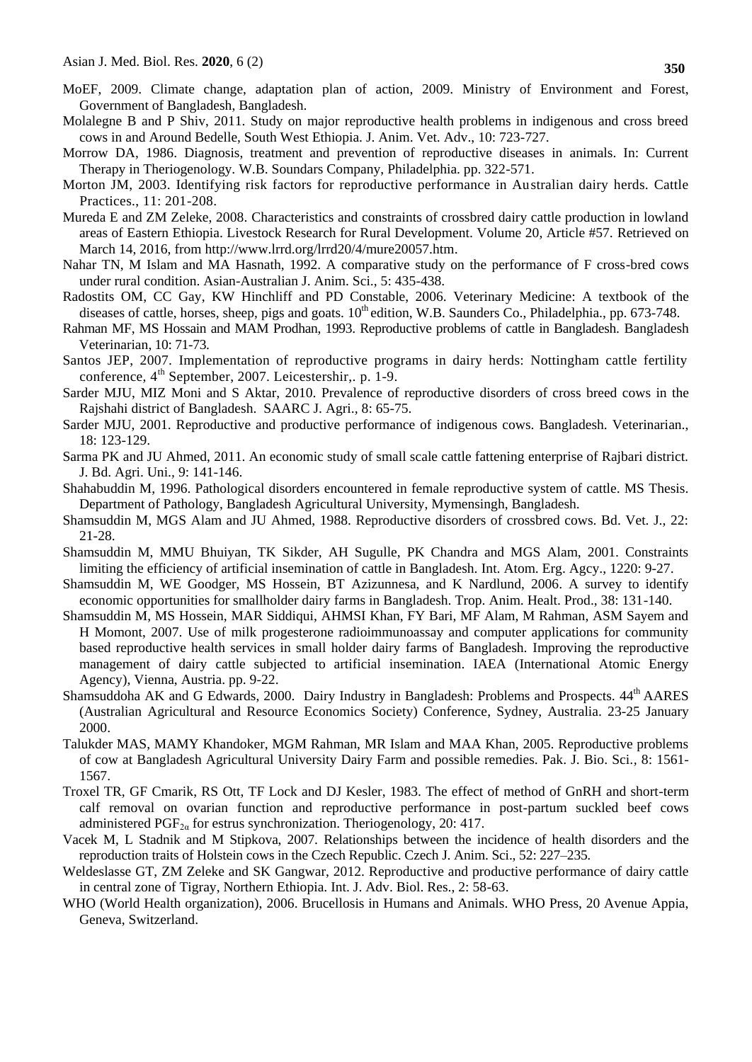MoEF, 2009. Climate change, adaptation plan of action, 2009. Ministry of Environment and Forest, Government of Bangladesh, Bangladesh.

Molalegne B and P Shiv, 2011. Study on major reproductive health problems in indigenous and cross breed cows in and Aroubd Bedelle, South West Ethiopia. J. Anim. Vet. Adv., 10: 723-727.

Morrow DA, 1986. Diagnosis, treatment and prevention of reproductive diseases in animals. In: Current Therapy in Theriogenology. W.B. Soundars Company, Philadelphia. pp. 322-571.

Morton JM, 2003. Identifying risk factors for reproductive performance in Australian dairy herds. Cattle Practices., 11: 201-208.

Mureda E and ZM Zeleke, 2008. Characteristics and constraints of crossbred dairy cattle production in lowland areas of Eastern Ethiopia. Livestock Research for Rural Development. Volume 20, Article #57. Retrieved on March 14, 2016, from http://www.lrrd.org/lrrd20/4/mure20057.htm.

Nahar TN, M Islam and MA Hasnath, 1992. A comparative study on the performance of F cross-bred cows under rural condition. Asian-Australian J. Anim. Sci., 5: 435-438.

Radostits OM, CC Gay, KW Hinchliff and PD Constable, 2006. Veterinary Medicine: A textbook of the diseases of cattle, horses, sheep, pigs and goats. 10th edition, W.B. Saunders Co., Philadelphia., pp. 673-748.

Rahman MF, MS Hossain and MAM Prodhan, 1993. Reproductive problems of cattle in Bangladesh. Bangladesh Veterinarian, 10: 71-73.

Santos JEP, 2007. Implementation of reproductive programs in dairy herds: Nottingham cattle fertility conference, 4th September, 2007. Leicestershir,. p. 1-9.

Sarder MJU, MIZ Moni and S Aktar, 2010. Prevalence of reproductive disorders of cross breed cows in the Rajshahi district of Bangladesh. SAARC J. Agri., 8: 65-75.

Sarder MJU, 2001. Reproductive and productive performance of indigenous cows. Bangladesh. Veterinarian., 18: 123-129.

Sarma PK and JU Ahmed, 2011. An economic study of small scale cattle fattening enterprise of Rajbari district. J. Bd. Agri. Uni., 9: 141-146.

Shahabuddin M, 1996. Pathological disorders encountered in female reproductive system of cattle. MS Thesis. Department of Pathology, Bangladesh Agricultural University, Mymensingh, Bangladesh.

Shamsuddin M, MGS Alam and JU Ahmed, 1988. Reproductive disorders of crossbred cows. Bd. Vet. J., 22: 21-28.

Shamsuddin M, MMU Bhuiyan, TK Sikder, AH Sugulle, PK Chandra and MGS Alam, 2001. Constraints limiting the efficiency of artificial insemination of cattle in Bangladesh. Int. Atom. Erg. Agcy., 1220: 9-27.

Shamsuddin M, WE Goodger, MS Hossein, BT Azizunnesa, and K Nardlund, 2006. A survey to identify economic opportunities for smallholder dairy farms in Bangladesh. Trop. Anim. Healt. Prod., 38: 131-140.

Shamsuddin M, MS Hossein, MAR Siddiqui, AHMSI Khan, FY Bari, MF Alam, M Rahman, ASM Sayem and H Momont, 2007. Use of milk progesterone radioimmunoassay and computer applications for community based reproductive health services in small holder dairy farms of Bangladesh. Improving the reproductive management of dairy cattle subjected to artificial insemination. IAEA (International Atomic Energy Agency), Vienna, Austria. pp. 9-22.

Shamsuddoha AK and G Edwards, 2000. Dairy Industry in Bangladesh: Problems and Prospects. 44th AARES (Australian Agricultural and Resource Economics Society) Conference, Sydney, Australia. 23-25 January 2000.

Talukder MAS, MAMY Khandoker, MGM Rahman, MR Islam and MAA Khan, 2005. Reproductive problems of cow at Bangladesh Agricultural University Dairy Farm and possible remedies. Pak. J. Bio. Sci., 8: 1561-1567.

Troxel TR, GF Cmarik, RS Ott, TF Lock and DJ Kesler, 1983. The effect of method of GnRH and short-term calf removal on ovarian function and reproductive performance in post-partum suckled beef cows administered $PGF_{2\alpha}$ for estrus synchronization. Theriogenology, 20: 417.

Vacek M, L Stadnik and M Stipkova, 2007. Relationships between the incidence of health disorders and the reproduction traits of Holstein cows in the Czech Republic. Czech J. Anim. Sci., 52: 227–235.

Weldeslasse GT, ZM Zeleke and SK Gangwar, 2012. Reproductive and productive performance of dairy cattle in central zone of Tigray, Northern Ethiopia. Int. J. Adv. Biol. Res., 2: 58-63.

WHO (World Health organization), 2006. Brucellosis in Humans and Animals. WHO Press, 20 Avenue Appia, Geneva, Switzerland.